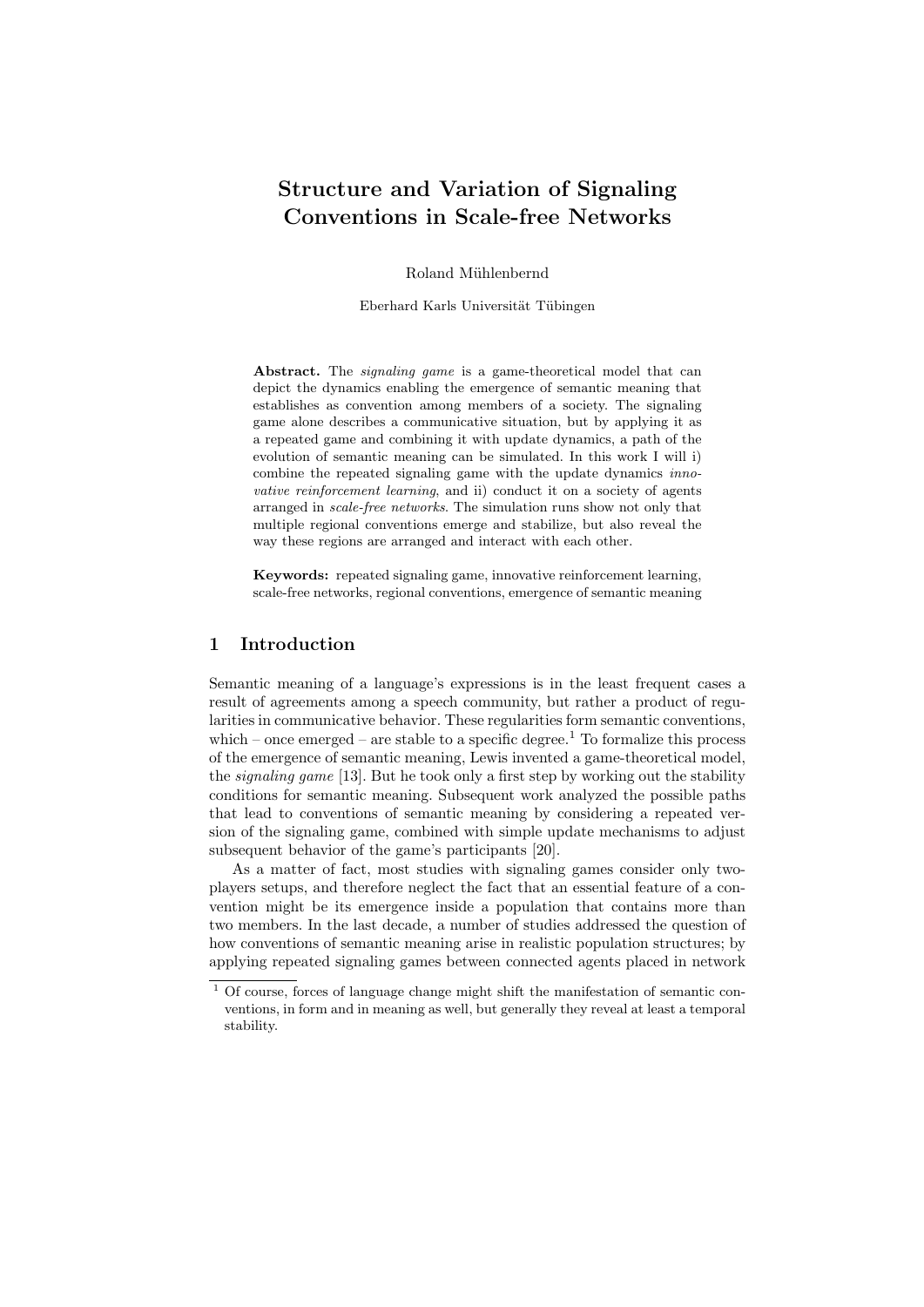# Structure and Variation of Signaling Conventions in Scale-free Networks

Roland Mühlenbernd

Eberhard Karls Universität Tübingen

**Abstract.** The *signaling game* is a game-theoretical model that can depict the dynamics enabling the emergence of semantic meaning that establishes as convention among members of a society. The signaling game alone describes a communicative situation, but by applying it as a repeated game and combining it with update dynamics, a path of the evolution of semantic meaning can be simulated. In this work I will i) combine the repeated signaling game with the update dynamics *innovative reinforcement learning*, and ii) conduct it on a society of agents arranged in *scale-free networks*. The simulation runs show not only that multiple regional conventions emerge and stabilize, but also reveal the way these regions are arranged and interact with each other.

**Keywords:** repeated signaling game, innovative reinforcement learning, scale-free networks, regional conventions, emergence of semantic meaning

## 1 Introduction

Semantic meaning of a language's expressions is in the least frequent cases a result of agreements among a speech community, but rather a product of regularities in communicative behavior. These regularities form semantic conventions, which – once emerged – are stable to a specific degree.[1] To formalize this process of the emergence of semantic meaning, Lewis invented a game-theoretical model, the *signaling game* [13]. But he took only a first step by working out the stability conditions for semantic meaning. Subsequent work analyzed the possible paths that lead to conventions of semantic meaning by considering a repeated version of the signaling game, combined with simple update mechanisms to adjust subsequent behavior of the game's participants [20].

As a matter of fact, most studies with signaling games consider only two-players setups, and therefore neglect the fact that an essential feature of a convention might be its emergence inside a population that contains more than two members. In the last decade, a number of studies addressed the question of how conventions of semantic meaning arise in realistic population structures; by applying repeated signaling games between connected agents placed in network

[1] Of course, forces of language change might shift the manifestation of semantic conventions, in form and in meaning as well, but generally they reveal at least a temporal stability.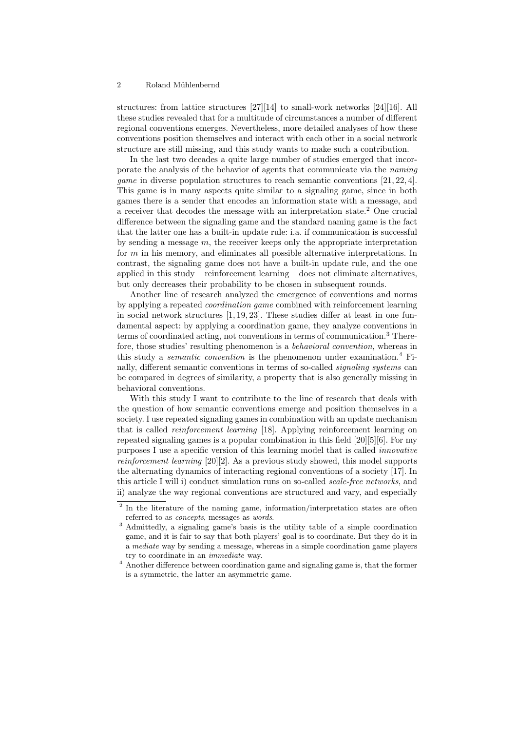structures: from lattice structures [27][14] to small-work networks [24][16]. All these studies revealed that for a multitude of circumstances a number of different regional conventions emerges. Nevertheless, more detailed analyses of how these conventions position themselves and interact with each other in a social network structure are still missing, and this study wants to make such a contribution.

In the last two decades a quite large number of studies emerged that incorporate the analysis of the behavior of agents that communicate via the *naming game* in diverse population structures to reach semantic conventions [21, 22, 4]. This game is in many aspects quite similar to a signaling game, since in both games there is a sender that encodes an information state with a message, and a receiver that decodes the message with an interpretation state.[2] One crucial difference between the signaling game and the standard naming game is the fact that the latter one has a built-in update rule: i.a. if communication is successful by sending a message $m$, the receiver keeps only the appropriate interpretation for $m$ in his memory, and eliminates all possible alternative interpretations. In contrast, the signaling game does not have a built-in update rule, and the one applied in this study – reinforcement learning – does not eliminate alternatives, but only decreases their probability to be chosen in subsequent rounds.

Another line of research analyzed the emergence of conventions and norms by applying a repeated *coordination game* combined with reinforcement learning in social network structures [1, 19, 23]. These studies differ at least in one fundamental aspect: by applying a coordination game, they analyze conventions in terms of coordinated acting, not conventions in terms of communication.[3] Therefore, those studies' resulting phenomenon is a *behavioral convention*, whereas in this study a *semantic convention* is the phenomenon under examination.[4] Finally, different semantic conventions in terms of so-called *signaling systems* can be compared in degrees of similarity, a property that is also generally missing in behavioral conventions.

With this study I want to contribute to the line of research that deals with the question of how semantic conventions emerge and position themselves in a society. I use repeated signaling games in combination with an update mechanism that is called *reinforcement learning* [18]. Applying reinforcement learning on repeated signaling games is a popular combination in this field [20][5][6]. For my purposes I use a specific version of this learning model that is called *innovative reinforcement learning* [20][2]. As a previous study showed, this model supports the alternating dynamics of interacting regional conventions of a society [17]. In this article I will i) conduct simulation runs on so-called *scale-free networks*, and ii) analyze the way regional conventions are structured and vary, and especially

---

[2] In the literature of the naming game, information/interpretation states are often referred to as *concepts*, messages as *words*.

[3] Admittedly, a signaling game's basis is the utility table of a simple coordination game, and it is fair to say that both players' goal is to coordinate. But they do it in a *mediate* way by sending a message, whereas in a simple coordination game players try to coordinate in an *immediate* way.

[4] Another difference between coordination game and signaling game is, that the former is a symmetric, the latter an asymmetric game.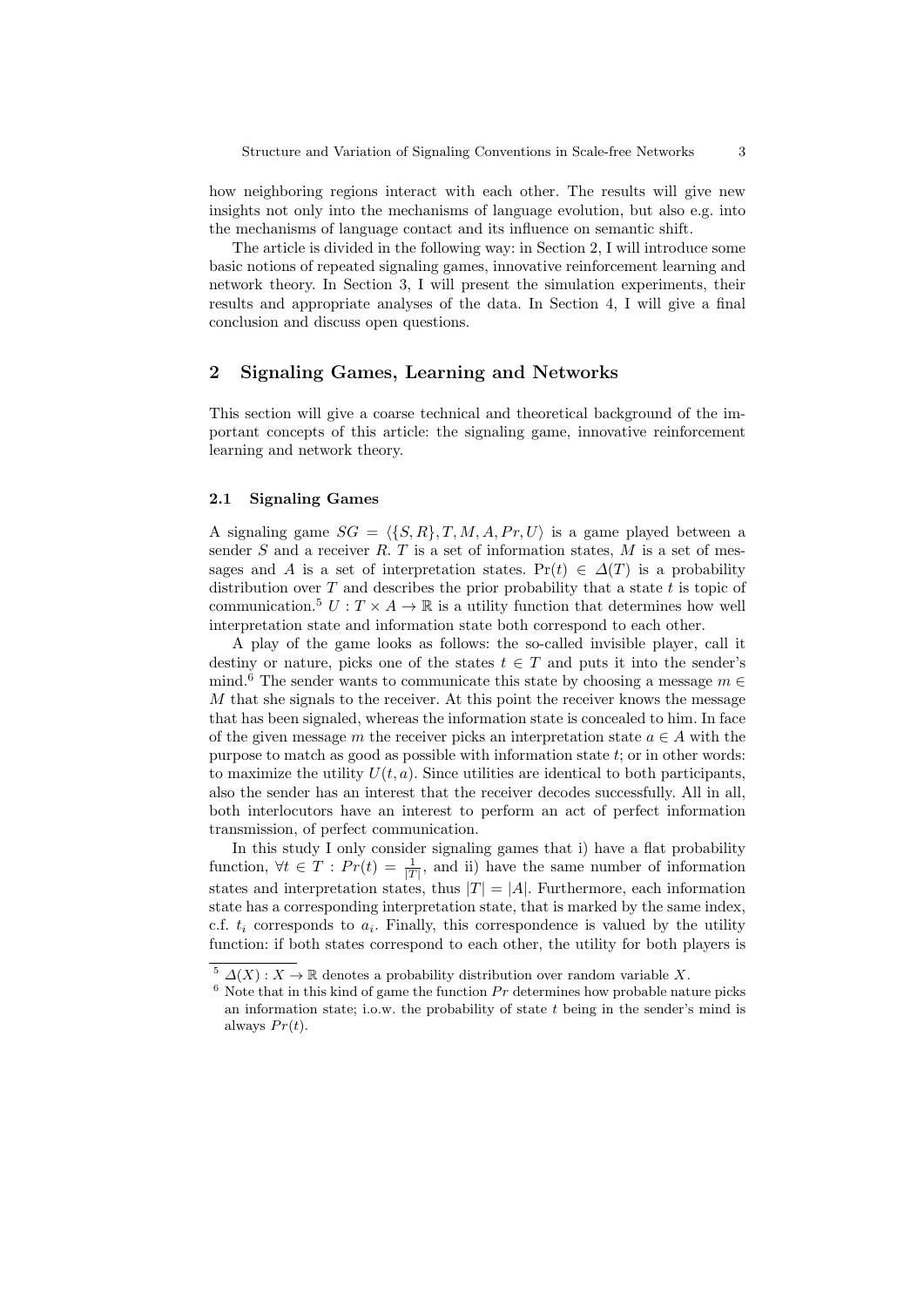how neighboring regions interact with each other. The results will give new insights not only into the mechanisms of language evolution, but also e.g. into the mechanisms of language contact and its influence on semantic shift.

The article is divided in the following way: in Section 2, I will introduce some basic notions of repeated signaling games, innovative reinforcement learning and network theory. In Section 3, I will present the simulation experiments, their results and appropriate analyses of the data. In Section 4, I will give a final conclusion and discuss open questions.

## 2 Signaling Games, Learning and Networks

This section will give a coarse technical and theoretical background of the important concepts of this article: the signaling game, innovative reinforcement learning and network theory.

### 2.1 Signaling Games

A signaling game $SG = \langle \{S, R\}, T, M, A, Pr, U \rangle$ is a game played between a sender $S$ and a receiver $R$. $T$ is a set of information states, $M$ is a set of messages and $A$ is a set of interpretation states. $\Pr(t) \in \Delta(T)$ is a probability distribution over $T$ and describes the prior probability that a state $t$ is topic of communication.[5] $U : T \times A \to \mathbb{R}$ is a utility function that determines how well interpretation state and information state both correspond to each other.

A play of the game looks as follows: the so-called invisible player, call it destiny or nature, picks one of the states $t \in T$ and puts it into the sender's mind.[6] The sender wants to communicate this state by choosing a message $m \in M$ that she signals to the receiver. At this point the receiver knows the message that has been signaled, whereas the information state is concealed to him. In face of the given message $m$ the receiver picks an interpretation state $a \in A$ with the purpose to match as good as possible with information state $t$; or in other words: to maximize the utility $U(t, a)$. Since utilities are identical to both participants, also the sender has an interest that the receiver decodes successfully. All in all, both interlocutors have an interest to perform an act of perfect information transmission, of perfect communication.

In this study I only consider signaling games that i) have a flat probability function, $\forall t \in T : Pr(t) = \frac{1}{|T|}$, and ii) have the same number of information states and interpretation states, thus $|T| = |A|$. Furthermore, each information state has a corresponding interpretation state, that is marked by the same index, c.f. $t_i$ corresponds to $a_i$. Finally, this correspondence is valued by the utility function: if both states correspond to each other, the utility for both players is

[5] $\Delta(X) : X \to \mathbb{R}$ denotes a probability distribution over random variable $X$.

[6] Note that in this kind of game the function $Pr$ determines how probable nature picks an information state; i.o.w. the probability of state $t$ being in the sender's mind is always $Pr(t)$.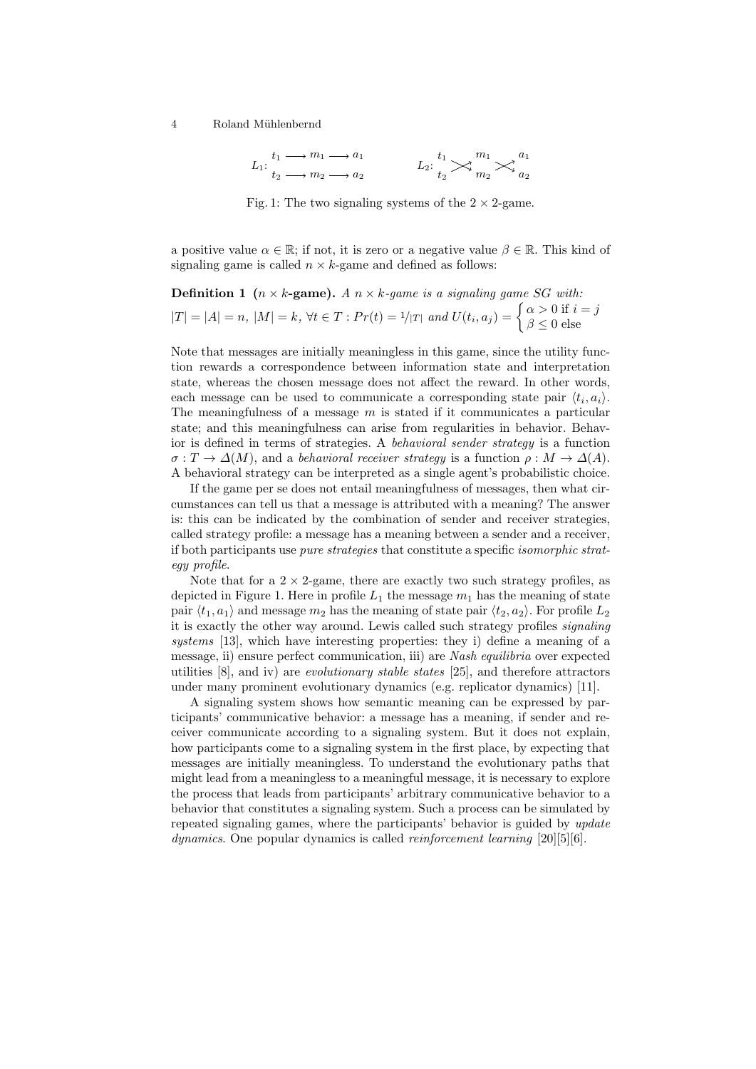$$L_1: \begin{matrix} t_1 \longrightarrow m_1 \longrightarrow a_1 \\ t_2 \longrightarrow m_2 \longrightarrow a_2 \end{matrix} \qquad L_2: \begin{matrix} t_1 & & m_1 & & a_1 \\ & \times & & \times & \\ t_2 & & m_2 & & a_2 \end{matrix}$$

Fig. 1: The two signaling systems of the $2 \times 2$-game.

a positive value $\alpha \in \mathbb{R}$; if not, it is zero or a negative value $\beta \in \mathbb{R}$. This kind of signaling game is called $n \times k$-game and defined as follows:

**Definition 1 ($n \times k$-game).** *A $n \times k$-game is a signaling game SG with:*
$|T| = |A| = n$, $|M| = k$, $\forall t \in T : Pr(t) = 1/|T|$ *and* $U(t_i, a_j) = \begin{cases} \alpha > 0 \text{ if } i = j \\ \beta \leq 0 \text{ else} \end{cases}$

Note that messages are initially meaningless in this game, since the utility function rewards a correspondence between information state and interpretation state, whereas the chosen message does not affect the reward. In other words, each message can be used to communicate a corresponding state pair $\langle t_i, a_i \rangle$. The meaningfulness of a message $m$ is stated if it communicates a particular state; and this meaningfulness can arise from regularities in behavior. Behavior is defined in terms of strategies. A *behavioral sender strategy* is a function $\sigma : T \to \Delta(M)$, and a *behavioral receiver strategy* is a function $\rho : M \to \Delta(A)$. A behavioral strategy can be interpreted as a single agent's probabilistic choice.

If the game per se does not entail meaningfulness of messages, then what circumstances can tell us that a message is attributed with a meaning? The answer is: this can be indicated by the combination of sender and receiver strategies, called strategy profile: a message has a meaning between a sender and a receiver, if both participants use *pure strategies* that constitute a specific *isomorphic strategy profile*.

Note that for a $2 \times 2$-game, there are exactly two such strategy profiles, as depicted in Figure 1. Here in profile $L_1$ the message $m_1$ has the meaning of state pair $\langle t_1, a_1 \rangle$ and message $m_2$ has the meaning of state pair $\langle t_2, a_2 \rangle$. For profile $L_2$ it is exactly the other way around. Lewis called such strategy profiles *signaling systems* [13], which have interesting properties: they i) define a meaning of a message, ii) ensure perfect communication, iii) are *Nash equilibria* over expected utilities [8], and iv) are *evolutionary stable states* [25], and therefore attractors under many prominent evolutionary dynamics (e.g. replicator dynamics) [11].

A signaling system shows how semantic meaning can be expressed by participants' communicative behavior: a message has a meaning, if sender and receiver communicate according to a signaling system. But it does not explain, how participants come to a signaling system in the first place, by expecting that messages are initially meaningless. To understand the evolutionary paths that might lead from a meaningless to a meaningful message, it is necessary to explore the process that leads from participants' arbitrary communicative behavior to a behavior that constitutes a signaling system. Such a process can be simulated by repeated signaling games, where the participants' behavior is guided by *update dynamics*. One popular dynamics is called *reinforcement learning* [20][5][6].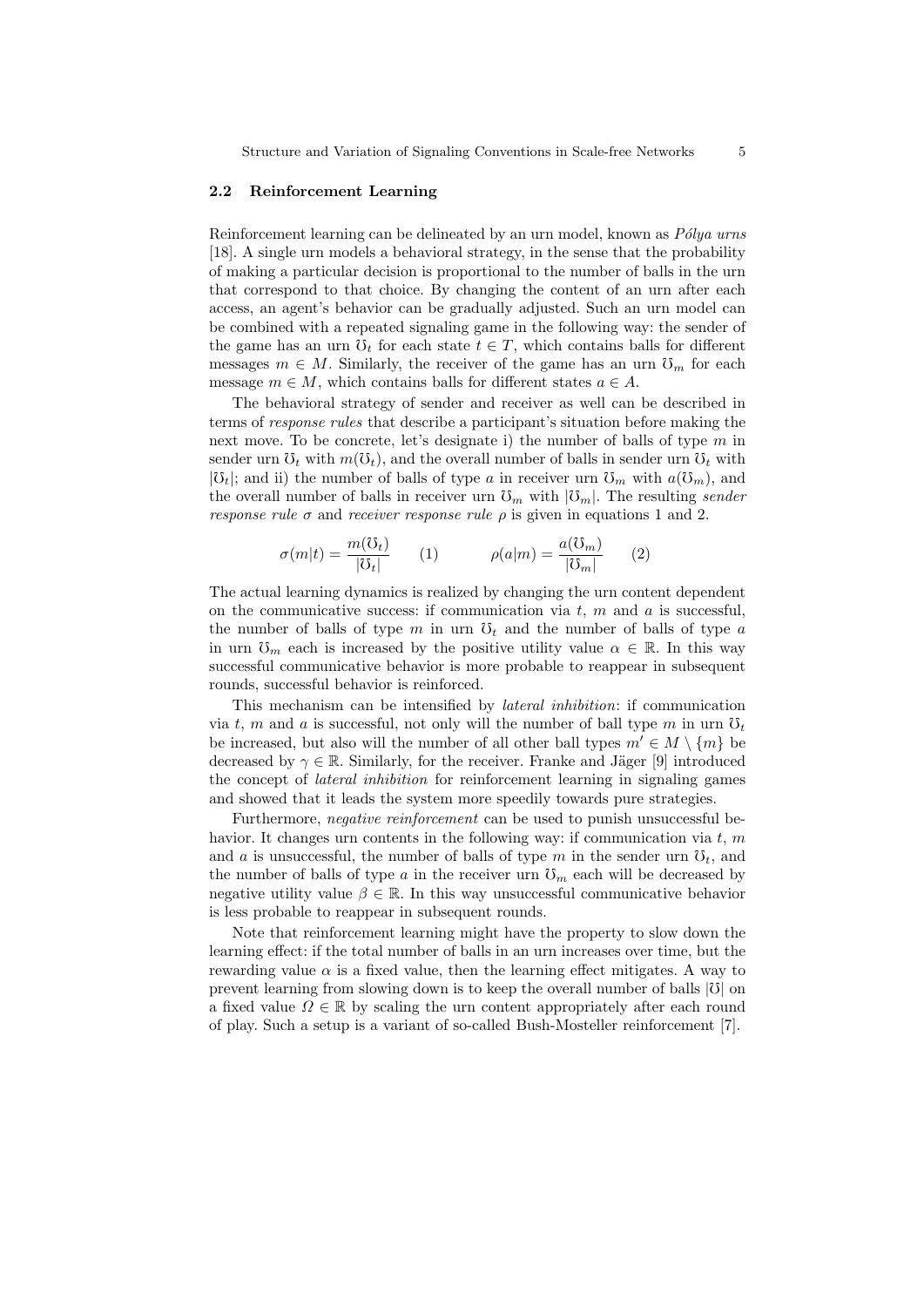### 2.2 Reinforcement Learning

Reinforcement learning can be delineated by an urn model, known as *Pólya urns* [18]. A single urn models a behavioral strategy, in the sense that the probability of making a particular decision is proportional to the number of balls in the urn that correspond to that choice. By changing the content of an urn after each access, an agent's behavior can be gradually adjusted. Such an urn model can be combined with a repeated signaling game in the following way: the sender of the game has an urn $\mho_t$ for each state $t \in T$, which contains balls for different messages $m \in M$. Similarly, the receiver of the game has an urn $\mho_m$ for each message $m \in M$, which contains balls for different states $a \in A$.

The behavioral strategy of sender and receiver as well can be described in terms of *response rules* that describe a participant's situation before making the next move. To be concrete, let's designate i) the number of balls of type $m$ in sender urn $\mho_t$ with $m(\mho_t)$, and the overall number of balls in sender urn $\mho_t$ with $|\mho_t|$; and ii) the number of balls of type $a$ in receiver urn $\mho_m$ with $a(\mho_m)$, and the overall number of balls in receiver urn $\mho_m$ with $|\mho_m|$. The resulting *sender response rule* $\sigma$ and *receiver response rule* $\rho$ is given in equations 1 and 2.

$$\sigma(m|t) = \frac{m(\mho_t)}{|\mho_t|} \qquad (1) \qquad\qquad \rho(a|m) = \frac{a(\mho_m)}{|\mho_m|} \qquad (2)$$

The actual learning dynamics is realized by changing the urn content dependent on the communicative success: if communication via $t$, $m$ and $a$ is successful, the number of balls of type $m$ in urn $\mho_t$ and the number of balls of type $a$ in urn $\mho_m$ each is increased by the positive utility value $\alpha \in \mathbb{R}$. In this way successful communicative behavior is more probable to reappear in subsequent rounds, successful behavior is reinforced.

This mechanism can be intensified by *lateral inhibition*: if communication via $t$, $m$ and $a$ is successful, not only will the number of ball type $m$ in urn $\mho_t$ be increased, but also will the number of all other ball types $m' \in M \setminus \{m\}$ be decreased by $\gamma \in \mathbb{R}$. Similarly, for the receiver. Franke and Jäger [9] introduced the concept of *lateral inhibition* for reinforcement learning in signaling games and showed that it leads the system more speedily towards pure strategies.

Furthermore, *negative reinforcement* can be used to punish unsuccessful behavior. It changes urn contents in the following way: if communication via $t$, $m$ and $a$ is unsuccessful, the number of balls of type $m$ in the sender urn $\mho_t$, and the number of balls of type $a$ in the receiver urn $\mho_m$ each will be decreased by negative utility value $\beta \in \mathbb{R}$. In this way unsuccessful communicative behavior is less probable to reappear in subsequent rounds.

Note that reinforcement learning might have the property to slow down the learning effect: if the total number of balls in an urn increases over time, but the rewarding value $\alpha$ is a fixed value, then the learning effect mitigates. A way to prevent learning from slowing down is to keep the overall number of balls $|\mho|$ on a fixed value $\Omega \in \mathbb{R}$ by scaling the urn content appropriately after each round of play. Such a setup is a variant of so-called Bush-Mosteller reinforcement [7].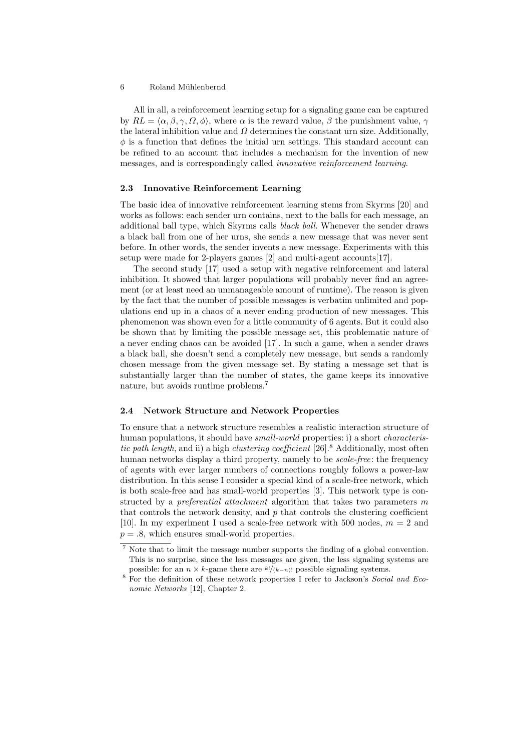All in all, a reinforcement learning setup for a signaling game can be captured by $RL = \langle \alpha, \beta, \gamma, \Omega, \phi \rangle$, where $\alpha$ is the reward value, $\beta$ the punishment value, $\gamma$ the lateral inhibition value and $\Omega$ determines the constant urn size. Additionally, $\phi$ is a function that defines the initial urn settings. This standard account can be refined to an account that includes a mechanism for the invention of new messages, and is correspondingly called *innovative reinforcement learning*.

### 2.3 Innovative Reinforcement Learning

The basic idea of innovative reinforcement learning stems from Skyrms [20] and works as follows: each sender urn contains, next to the balls for each message, an additional ball type, which Skyrms calls *black ball*. Whenever the sender draws a black ball from one of her urns, she sends a new message that was never sent before. In other words, the sender invents a new message. Experiments with this setup were made for 2-players games [2] and multi-agent accounts[17].

The second study [17] used a setup with negative reinforcement and lateral inhibition. It showed that larger populations will probably never find an agreement (or at least need an unmanageable amount of runtime). The reason is given by the fact that the number of possible messages is verbatim unlimited and populations end up in a chaos of a never ending production of new messages. This phenomenon was shown even for a little community of 6 agents. But it could also be shown that by limiting the possible message set, this problematic nature of a never ending chaos can be avoided [17]. In such a game, when a sender draws a black ball, she doesn't send a completely new message, but sends a randomly chosen message from the given message set. By stating a message set that is substantially larger than the number of states, the game keeps its innovative nature, but avoids runtime problems.[7]

### 2.4 Network Structure and Network Properties

To ensure that a network structure resembles a realistic interaction structure of human populations, it should have *small-world* properties: i) a short *characteristic path length*, and ii) a high *clustering coefficient* [26].[8] Additionally, most often human networks display a third property, namely to be *scale-free*: the frequency of agents with ever larger numbers of connections roughly follows a power-law distribution. In this sense I consider a special kind of a scale-free network, which is both scale-free and has small-world properties [3]. This network type is constructed by a *preferential attachment* algorithm that takes two parameters $m$ that controls the network density, and $p$ that controls the clustering coefficient [10]. In my experiment I used a scale-free network with 500 nodes, $m = 2$ and $p = .8$, which ensures small-world properties.

---

[7] Note that to limit the message number supports the finding of a global convention. This is no surprise, since the less messages are given, the less signaling systems are possible: for an $n \times k$-game there are $k!/(k-n)!$ possible signaling systems.

[8] For the definition of these network properties I refer to Jackson's *Social and Economic Networks* [12], Chapter 2.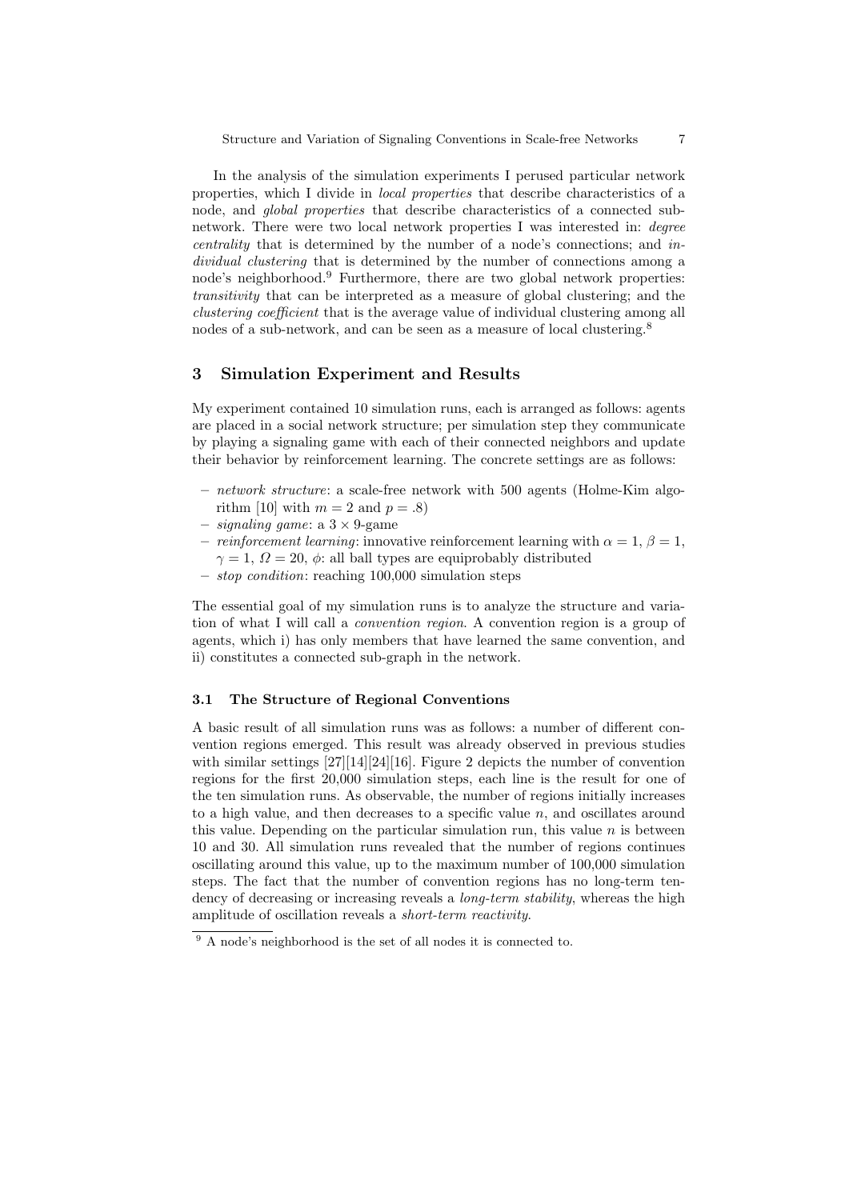In the analysis of the simulation experiments I perused particular network properties, which I divide in *local properties* that describe characteristics of a node, and *global properties* that describe characteristics of a connected sub-network. There were two local network properties I was interested in: *degree centrality* that is determined by the number of a node's connections; and *individual clustering* that is determined by the number of connections among a node's neighborhood.[9] Furthermore, there are two global network properties: *transitivity* that can be interpreted as a measure of global clustering; and the *clustering coefficient* that is the average value of individual clustering among all nodes of a sub-network, and can be seen as a measure of local clustering.[8]

## 3 Simulation Experiment and Results

My experiment contained 10 simulation runs, each is arranged as follows: agents are placed in a social network structure; per simulation step they communicate by playing a signaling game with each of their connected neighbors and update their behavior by reinforcement learning. The concrete settings are as follows:

- *network structure*: a scale-free network with 500 agents (Holme-Kim algorithm [10] with $m = 2$ and $p = .8$)
- *signaling game*: a $3 \times 9$-game
- *reinforcement learning*: innovative reinforcement learning with $\alpha = 1$, $\beta = 1$, $\gamma = 1$, $\Omega = 20$, $\phi$: all ball types are equiprobably distributed
- *stop condition*: reaching 100,000 simulation steps

The essential goal of my simulation runs is to analyze the structure and variation of what I will call a *convention region*. A convention region is a group of agents, which i) has only members that have learned the same convention, and ii) constitutes a connected sub-graph in the network.

### 3.1 The Structure of Regional Conventions

A basic result of all simulation runs was as follows: a number of different convention regions emerged. This result was already observed in previous studies with similar settings [27][14][24][16]. Figure 2 depicts the number of convention regions for the first 20,000 simulation steps, each line is the result for one of the ten simulation runs. As observable, the number of regions initially increases to a high value, and then decreases to a specific value $n$, and oscillates around this value. Depending on the particular simulation run, this value $n$ is between 10 and 30. All simulation runs revealed that the number of regions continues oscillating around this value, up to the maximum number of 100,000 simulation steps. The fact that the number of convention regions has no long-term tendency of decreasing or increasing reveals a *long-term stability*, whereas the high amplitude of oscillation reveals a *short-term reactivity*.

[9] A node's neighborhood is the set of all nodes it is connected to.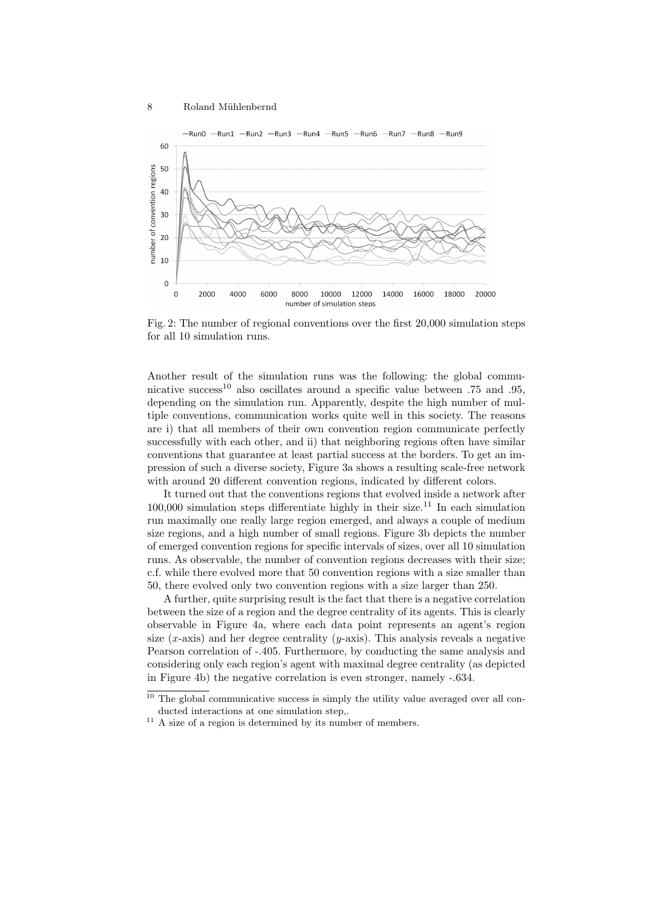Fig. 2: The number of regional conventions over the first 20,000 simulation steps for all 10 simulation runs.

Another result of the simulation runs was the following: the global communicative success[10] also oscillates around a specific value between .75 and .95, depending on the simulation run. Apparently, despite the high number of multiple conventions, communication works quite well in this society. The reasons are i) that all members of their own convention region communicate perfectly successfully with each other, and ii) that neighboring regions often have similar conventions that guarantee at least partial success at the borders. To get an impression of such a diverse society, Figure 3a shows a resulting scale-free network with around 20 different convention regions, indicated by different colors.

It turned out that the conventions regions that evolved inside a network after 100,000 simulation steps differentiate highly in their size.[11] In each simulation run maximally one really large region emerged, and always a couple of medium size regions, and a high number of small regions. Figure 3b depicts the number of emerged convention regions for specific intervals of sizes, over all 10 simulation runs. As observable, the number of convention regions decreases with their size; c.f. while there evolved more that 50 convention regions with a size smaller than 50, there evolved only two convention regions with a size larger than 250.

A further, quite surprising result is the fact that there is a negative correlation between the size of a region and the degree centrality of its agents. This is clearly observable in Figure 4a, where each data point represents an agent's region size ($x$-axis) and her degree centrality ($y$-axis). This analysis reveals a negative Pearson correlation of -.405. Furthermore, by conducting the same analysis and considering only each region's agent with maximal degree centrality (as depicted in Figure 4b) the negative correlation is even stronger, namely -.634.

[10] The global communicative success is simply the utility value averaged over all conducted interactions at one simulation step,.

[11] A size of a region is determined by its number of members.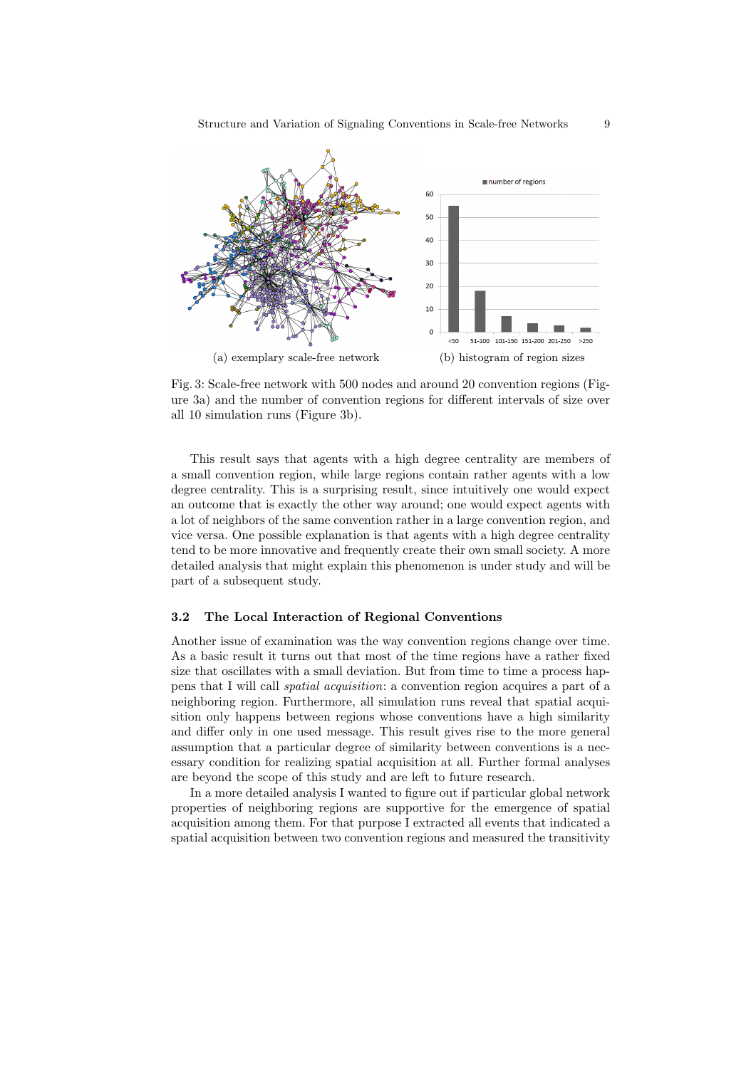(a) exemplary scale-free network

(b) histogram of region sizes

Fig. 3: Scale-free network with 500 nodes and around 20 convention regions (Figure 3a) and the number of convention regions for different intervals of size over all 10 simulation runs (Figure 3b).

This result says that agents with a high degree centrality are members of a small convention region, while large regions contain rather agents with a low degree centrality. This is a surprising result, since intuitively one would expect an outcome that is exactly the other way around; one would expect agents with a lot of neighbors of the same convention rather in a large convention region, and vice versa. One possible explanation is that agents with a high degree centrality tend to be more innovative and frequently create their own small society. A more detailed analysis that might explain this phenomenon is under study and will be part of a subsequent study.

### 3.2 The Local Interaction of Regional Conventions

Another issue of examination was the way convention regions change over time. As a basic result it turns out that most of the time regions have a rather fixed size that oscillates with a small deviation. But from time to time a process happens that I will call *spatial acquisition*: a convention region acquires a part of a neighboring region. Furthermore, all simulation runs reveal that spatial acquisition only happens between regions whose conventions have a high similarity and differ only in one used message. This result gives rise to the more general assumption that a particular degree of similarity between conventions is a necessary condition for realizing spatial acquisition at all. Further formal analyses are beyond the scope of this study and are left to future research.

In a more detailed analysis I wanted to figure out if particular global network properties of neighboring regions are supportive for the emergence of spatial acquisition among them. For that purpose I extracted all events that indicated a spatial acquisition between two convention regions and measured the transitivity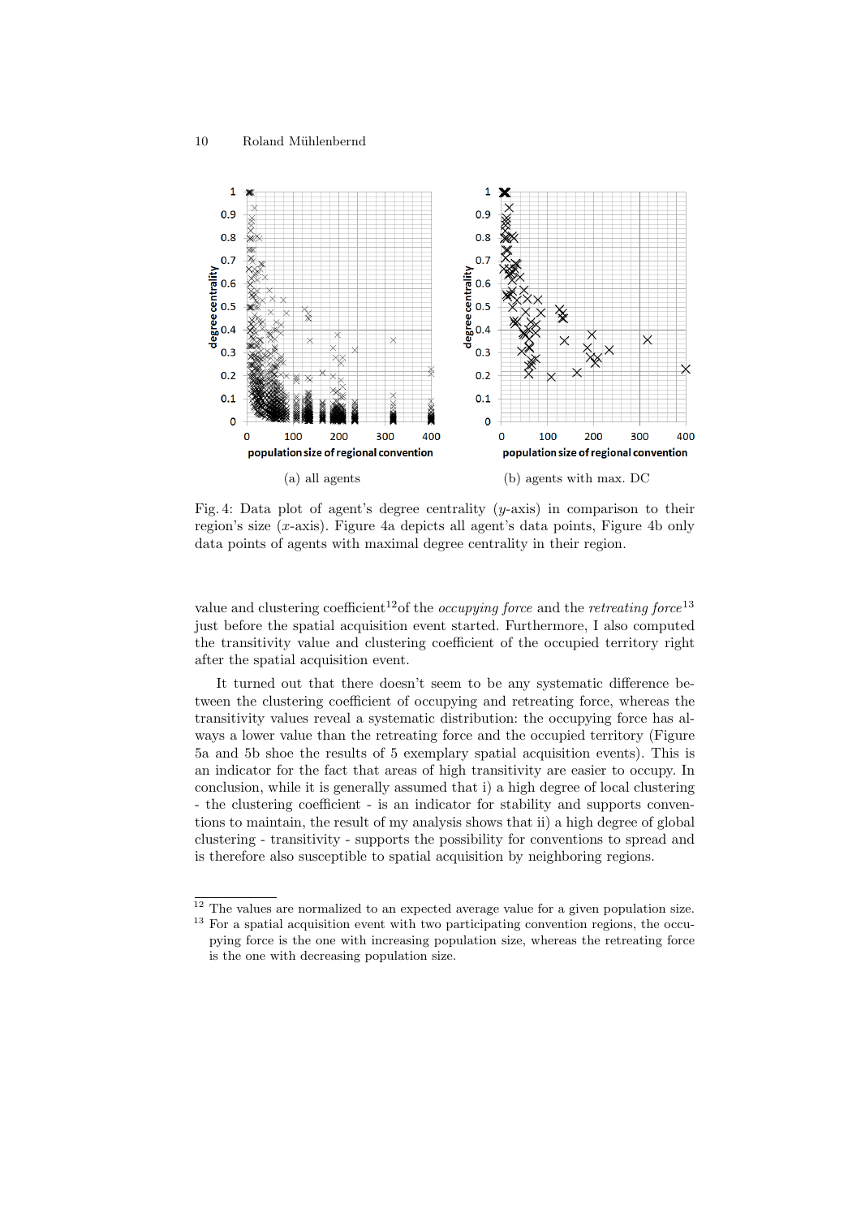(a) all agents

(b) agents with max. DC

Fig. 4: Data plot of agent's degree centrality ($y$-axis) in comparison to their region's size ($x$-axis). Figure 4a depicts all agent's data points, Figure 4b only data points of agents with maximal degree centrality in their region.

value and clustering coefficient[12]of the *occupying force* and the *retreating force*[13] just before the spatial acquisition event started. Furthermore, I also computed the transitivity value and clustering coefficient of the occupied territory right after the spatial acquisition event.

It turned out that there doesn't seem to be any systematic difference between the clustering coefficient of occupying and retreating force, whereas the transitivity values reveal a systematic distribution: the occupying force has always a lower value than the retreating force and the occupied territory (Figure 5a and 5b shoe the results of 5 exemplary spatial acquisition events). This is an indicator for the fact that areas of high transitivity are easier to occupy. In conclusion, while it is generally assumed that i) a high degree of local clustering - the clustering coefficient - is an indicator for stability and supports conventions to maintain, the result of my analysis shows that ii) a high degree of global clustering - transitivity - supports the possibility for conventions to spread and is therefore also susceptible to spatial acquisition by neighboring regions.

---

[12] The values are normalized to an expected average value for a given population size.

[13] For a spatial acquisition event with two participating convention regions, the occupying force is the one with increasing population size, whereas the retreating force is the one with decreasing population size.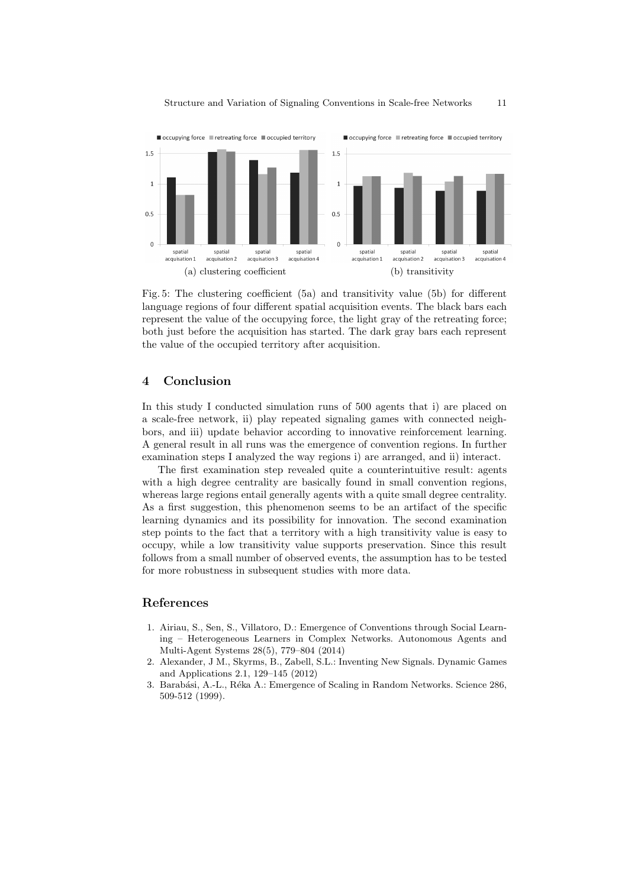Fig. 5: The clustering coefficient (5a) and transitivity value (5b) for different language regions of four different spatial acquisition events. The black bars each represent the value of the occupying force, the light gray of the retreating force; both just before the acquisition has started. The dark gray bars each represent the value of the occupied territory after acquisition.

## 4 Conclusion

In this study I conducted simulation runs of 500 agents that i) are placed on a scale-free network, ii) play repeated signaling games with connected neighbors, and iii) update behavior according to innovative reinforcement learning. A general result in all runs was the emergence of convention regions. In further examination steps I analyzed the way regions i) are arranged, and ii) interact.

The first examination step revealed quite a counterintuitive result: agents with a high degree centrality are basically found in small convention regions, whereas large regions entail generally agents with a quite small degree centrality. As a first suggestion, this phenomenon seems to be an artifact of the specific learning dynamics and its possibility for innovation. The second examination step points to the fact that a territory with a high transitivity value is easy to occupy, while a low transitivity value supports preservation. Since this result follows from a small number of observed events, the assumption has to be tested for more robustness in subsequent studies with more data.

## References

1. Airiau, S., Sen, S., Villatoro, D.: Emergence of Conventions through Social Learning – Heterogeneous Learners in Complex Networks. Autonomous Agents and Multi-Agent Systems 28(5), 779–804 (2014)
2. Alexander, J M., Skyrms, B., Zabell, S.L.: Inventing New Signals. Dynamic Games and Applications 2.1, 129–145 (2012)
3. Barabási, A.-L., Réka A.: Emergence of Scaling in Random Networks. Science 286, 509-512 (1999).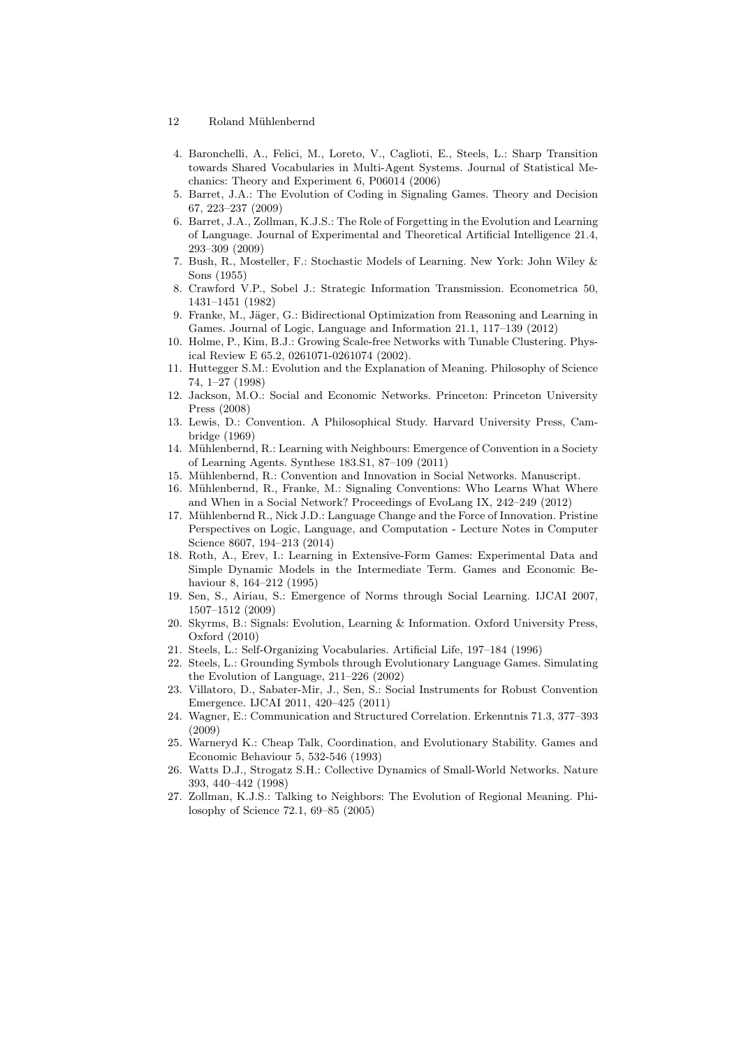4. Baronchelli, A., Felici, M., Loreto, V., Caglioti, E., Steels, L.: Sharp Transition towards Shared Vocabularies in Multi-Agent Systems. Journal of Statistical Mechanics: Theory and Experiment 6, P06014 (2006)
5. Barret, J.A.: The Evolution of Coding in Signaling Games. Theory and Decision 67, 223–237 (2009)
6. Barret, J.A., Zollman, K.J.S.: The Role of Forgetting in the Evolution and Learning of Language. Journal of Experimental and Theoretical Artificial Intelligence 21.4, 293–309 (2009)
7. Bush, R., Mosteller, F.: Stochastic Models of Learning. New York: John Wiley & Sons (1955)
8. Crawford V.P., Sobel J.: Strategic Information Transmission. Econometrica 50, 1431–1451 (1982)
9. Franke, M., Jäger, G.: Bidirectional Optimization from Reasoning and Learning in Games. Journal of Logic, Language and Information 21.1, 117–139 (2012)
10. Holme, P., Kim, B.J.: Growing Scale-free Networks with Tunable Clustering. Physical Review E 65.2, 0261071-0261074 (2002).
11. Huttegger S.M.: Evolution and the Explanation of Meaning. Philosophy of Science 74, 1–27 (1998)
12. Jackson, M.O.: Social and Economic Networks. Princeton: Princeton University Press (2008)
13. Lewis, D.: Convention. A Philosophical Study. Harvard University Press, Cambridge (1969)
14. Mühlenbernd, R.: Learning with Neighbours: Emergence of Convention in a Society of Learning Agents. Synthese 183.S1, 87–109 (2011)
15. Mühlenbernd, R.: Convention and Innovation in Social Networks. Manuscript.
16. Mühlenbernd, R., Franke, M.: Signaling Conventions: Who Learns What Where and When in a Social Network? Proceedings of EvoLang IX, 242–249 (2012)
17. Mühlenbernd R., Nick J.D.: Language Change and the Force of Innovation. Pristine Perspectives on Logic, Language, and Computation - Lecture Notes in Computer Science 8607, 194–213 (2014)
18. Roth, A., Erev, I.: Learning in Extensive-Form Games: Experimental Data and Simple Dynamic Models in the Intermediate Term. Games and Economic Behaviour 8, 164–212 (1995)
19. Sen, S., Airiau, S.: Emergence of Norms through Social Learning. IJCAI 2007, 1507–1512 (2009)
20. Skyrms, B.: Signals: Evolution, Learning & Information. Oxford University Press, Oxford (2010)
21. Steels, L.: Self-Organizing Vocabularies. Artificial Life, 197–184 (1996)
22. Steels, L.: Grounding Symbols through Evolutionary Language Games. Simulating the Evolution of Language, 211–226 (2002)
23. Villatoro, D., Sabater-Mir, J., Sen, S.: Social Instruments for Robust Convention Emergence. IJCAI 2011, 420–425 (2011)
24. Wagner, E.: Communication and Structured Correlation. Erkenntnis 71.3, 377–393 (2009)
25. Warneryd K.: Cheap Talk, Coordination, and Evolutionary Stability. Games and Economic Behaviour 5, 532-546 (1993)
26. Watts D.J., Strogatz S.H.: Collective Dynamics of Small-World Networks. Nature 393, 440–442 (1998)
27. Zollman, K.J.S.: Talking to Neighbors: The Evolution of Regional Meaning. Philosophy of Science 72.1, 69–85 (2005)